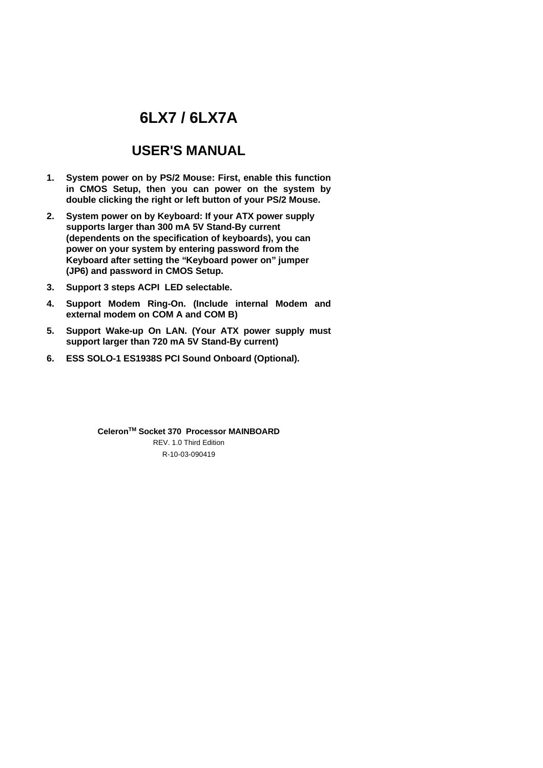# 6LX7 / 6LX7A

## USER'S MANUAL

1. **System power on by PS/2 Mouse: First, enable this function in CMOS Setup, then you can power on the system by double clicking the right or left button of your PS/2 Mouse.**
2. **System power on by Keyboard: If your ATX power supply supports larger than 300 mA 5V Stand-By current (dependents on the specification of keyboards), you can power on your system by entering password from the Keyboard after setting the "Keyboard power on" jumper (JP6) and password in CMOS Setup.**
3. **Support 3 steps ACPI LED selectable.**
4. **Support Modem Ring-On. (Include internal Modem and external modem on COM A and COM B)**
5. **Support Wake-up On LAN. (Your ATX power supply must support larger than 720 mA 5V Stand-By current)**
6. **ESS SOLO-1 ES1938S PCI Sound Onboard (Optional).**

**Celeron$^{TM}$ Socket 370 Processor MAINBOARD**

REV. 1.0 Third Edition

R-10-03-090419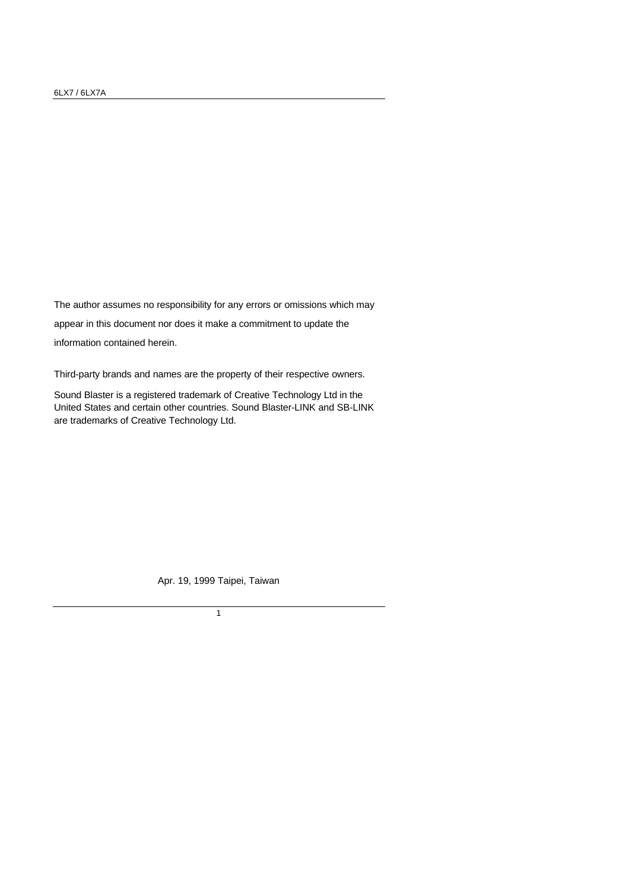The author assumes no responsibility for any errors or omissions which may appear in this document nor does it make a commitment to update the information contained herein.

Third-party brands and names are the property of their respective owners.

Sound Blaster is a registered trademark of Creative Technology Ltd in the United States and certain other countries. Sound Blaster-LINK and SB-LINK are trademarks of Creative Technology Ltd.

Apr. 19, 1999 Taipei, Taiwan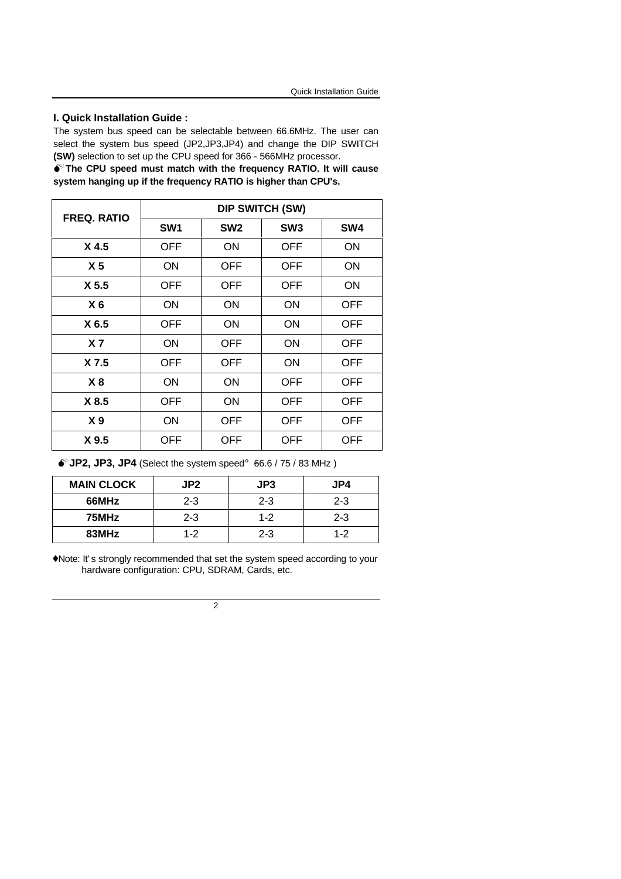## I. Quick Installation Guide :

The system bus speed can be selectable between 66.6MHz. The user can select the system bus speed (JP2,JP3,JP4) and change the DIP SWITCH **(SW)** selection to set up the CPU speed for 366 - 566MHz processor.

**The CPU speed must match with the frequency RATIO. It will cause system hanging up if the frequency RATIO is higher than CPU's.**

| FREQ. RATIO | DIP SWITCH (SW) | | | |
|---|---|---|---|---|
| | SW1 | SW2 | SW3 | SW4 |
| X 4.5 | OFF | ON | OFF | ON |
| X 5 | ON | OFF | OFF | ON |
| X 5.5 | OFF | OFF | OFF | ON |
| X 6 | ON | ON | ON | OFF |
| X 6.5 | OFF | ON | ON | OFF |
| X 7 | ON | OFF | ON | OFF |
| X 7.5 | OFF | OFF | ON | OFF |
| X 8 | ON | ON | OFF | OFF |
| X 8.5 | OFF | ON | OFF | OFF |
| X 9 | ON | OFF | OFF | OFF |
| X 9.5 | OFF | OFF | OFF | OFF |

**JP2, JP3, JP4** (Select the system speed: 66.6 / 75 / 83 MHz )

| MAIN CLOCK | JP2 | JP3 | JP4 |
|---|---|---|---|
| 66MHz | 2-3 | 2-3 | 2-3 |
| 75MHz | 2-3 | 1-2 | 2-3 |
| 83MHz | 1-2 | 2-3 | 1-2 |

♦Note: It's strongly recommended that set the system speed according to your hardware configuration: CPU, SDRAM, Cards, etc.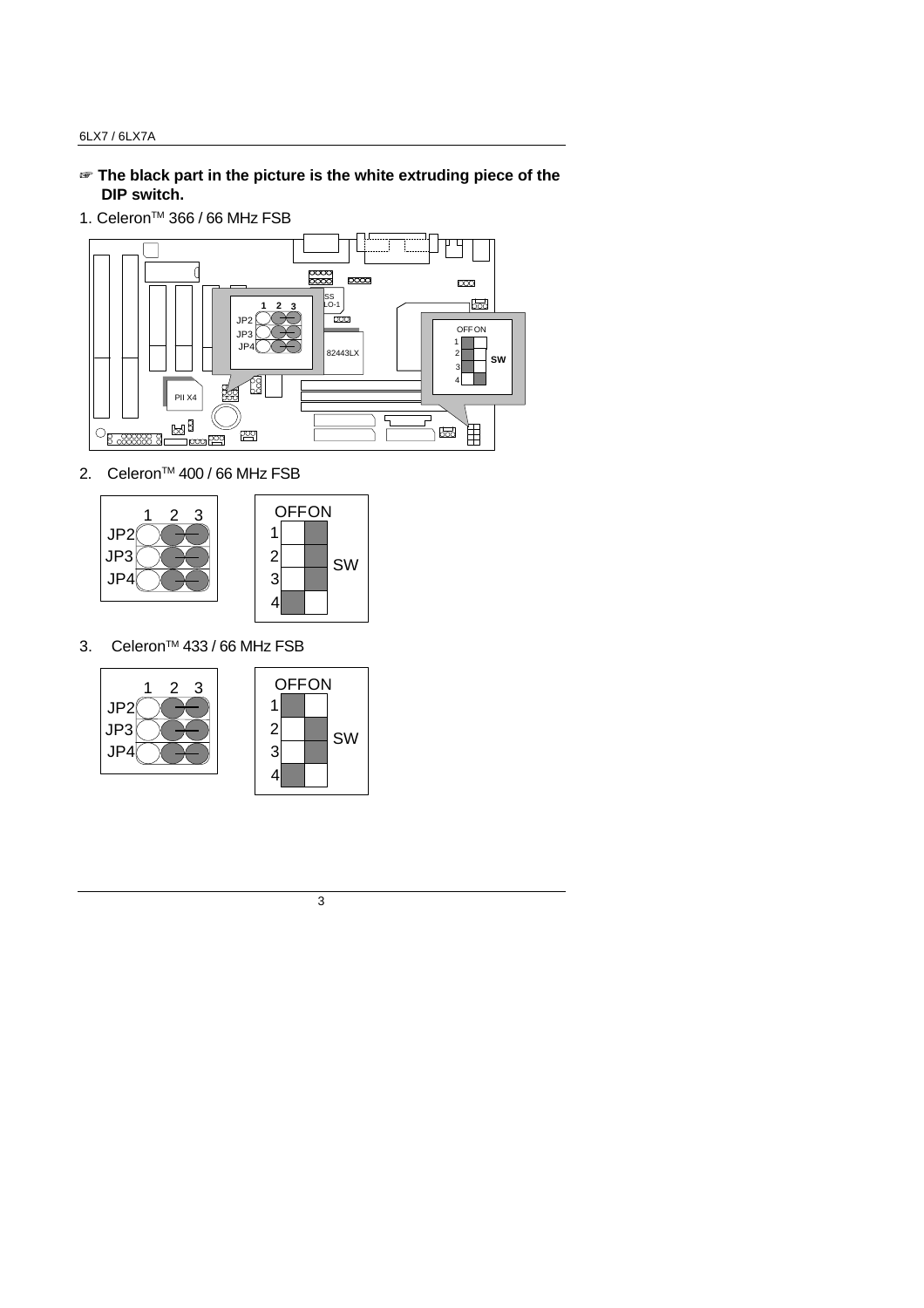☞ **The black part in the picture is the white extruding piece of the DIP switch.**

1. Celeron™ 366 / 66 MHz FSB

2. Celeron™ 400 / 66 MHz FSB

3. Celeron™ 433 / 66 MHz FSB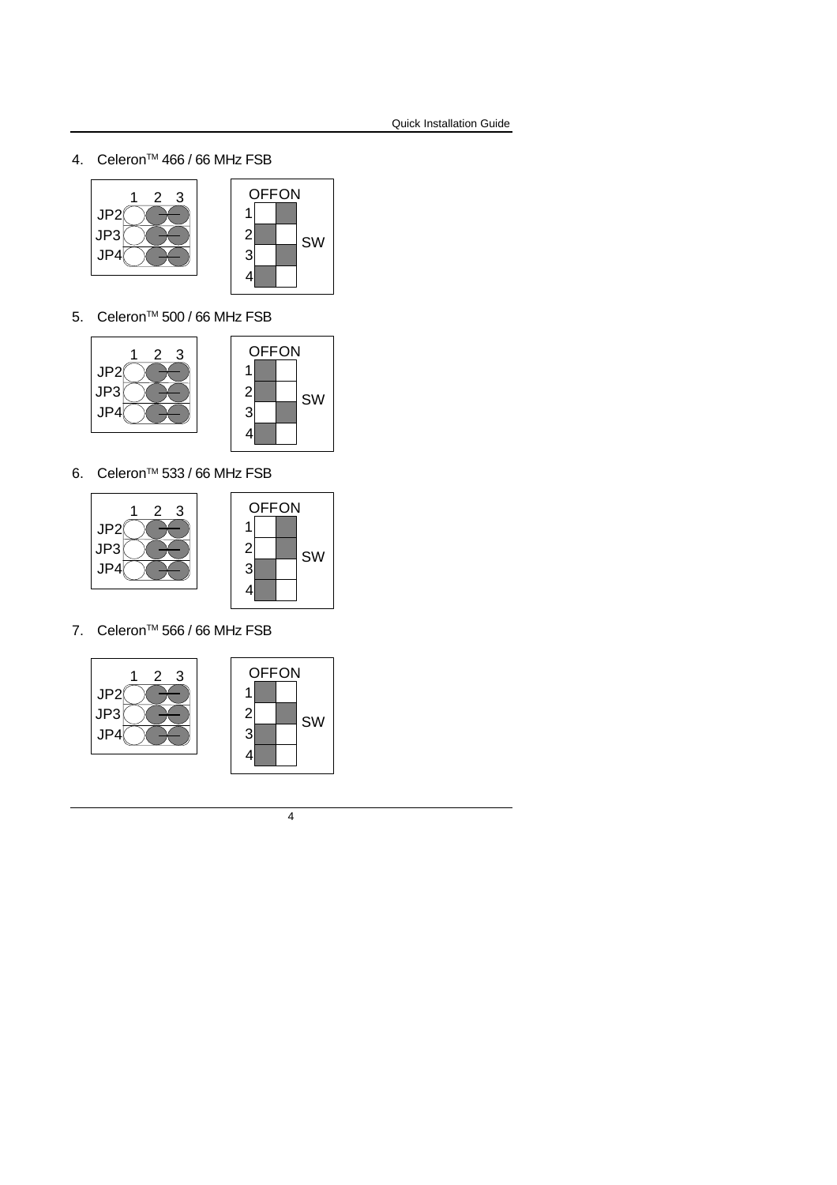4. Celeron™ 466 / 66 MHz FSB

| | 1 | 2 | 3 |
|---|---|---|---|
| JP2 | | ● | ● (2-3 closed) |
| JP3 | | ● | ● (2-3 closed) |
| JP4 | | ● | ● (2-3 closed) |

| SW | OFF | ON |
|---|---|---|
| 1 | | ■ |
| 2 | ■ | |
| 3 | | ■ |
| 4 | ■ | |

5. Celeron™ 500 / 66 MHz FSB

| | 1 | 2 | 3 |
|---|---|---|---|
| JP2 | | ● | ● (2-3 closed) |
| JP3 | | ● | ● (2-3 closed) |
| JP4 | | ● | ● (2-3 closed) |

| SW | OFF | ON |
|---|---|---|
| 1 | ■ | |
| 2 | ■ | |
| 3 | | ■ |
| 4 | ■ | |

6. Celeron™ 533 / 66 MHz FSB

| | 1 | 2 | 3 |
|---|---|---|---|
| JP2 | | ● | ● (2-3 closed) |
| JP3 | | ● | ● (2-3 closed) |
| JP4 | | ● | ● (2-3 closed) |

| SW | OFF | ON |
|---|---|---|
| 1 | | ■ |
| 2 | | ■ |
| 3 | ■ | |
| 4 | ■ | |

7. Celeron™ 566 / 66 MHz FSB

| | 1 | 2 | 3 |
|---|---|---|---|
| JP2 | | ● | ● (2-3 closed) |
| JP3 | | ● | ● (2-3 closed) |
| JP4 | | ● | ● (2-3 closed) |

| SW | OFF | ON |
|---|---|---|
| 1 | ■ | |
| 2 | | ■ |
| 3 | ■ | |
| 4 | ■ | |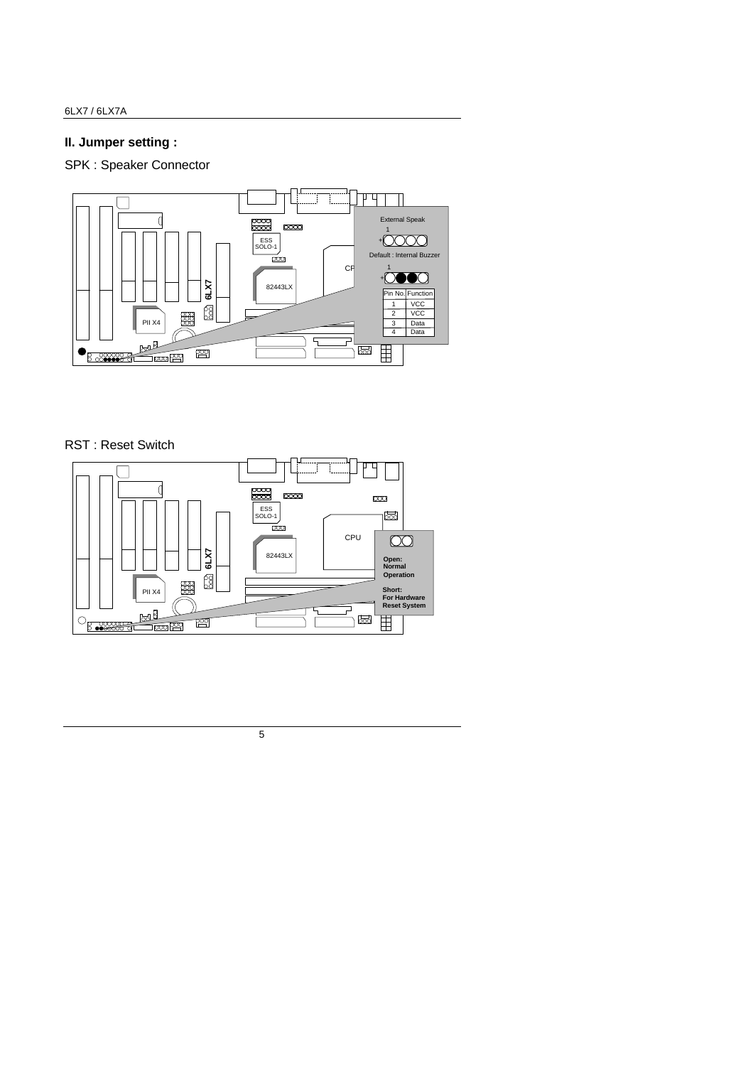## II. Jumper setting :

SPK : Speaker Connector

External Speak

Default : Internal Buzzer

| Pin No. | Function |
|---|---|
| 1 | VCC |
| 2 | VCC |
| 3 | Data |
| 4 | Data |

RST : Reset Switch

Open: Normal Operation

Short: For Hardware Reset System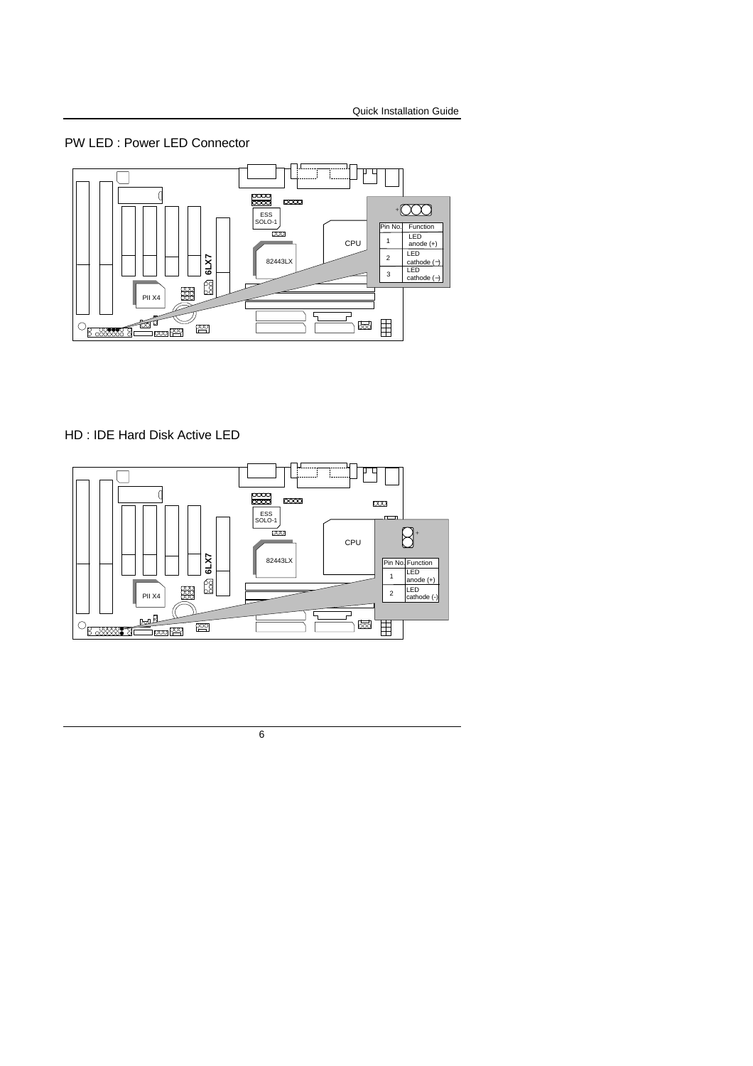## PW LED : Power LED Connector

| Pin No. | Function |
|---|---|
| 1 | LED anode (+) |
| 2 | LED cathode (−) |
| 3 | LED cathode (−) |

## HD : IDE Hard Disk Active LED

| Pin No. | Function |
|---|---|
| 1 | LED anode (+) |
| 2 | LED cathode (-) |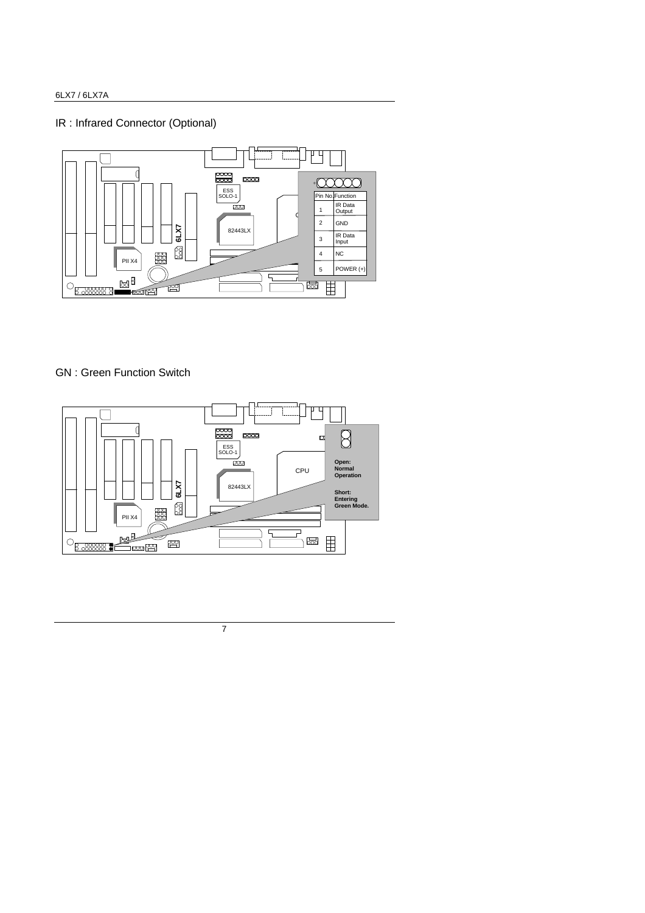## IR : Infrared Connector (Optional)

| Pin No. | Function |
|---|---|
| 1 | IR Data Output |
| 2 | GND |
| 3 | IR Data Input |
| 4 | NC |
| 5 | POWER (+) |

## GN : Green Function Switch

**Open: Normal Operation**

**Short: Entering Green Mode.**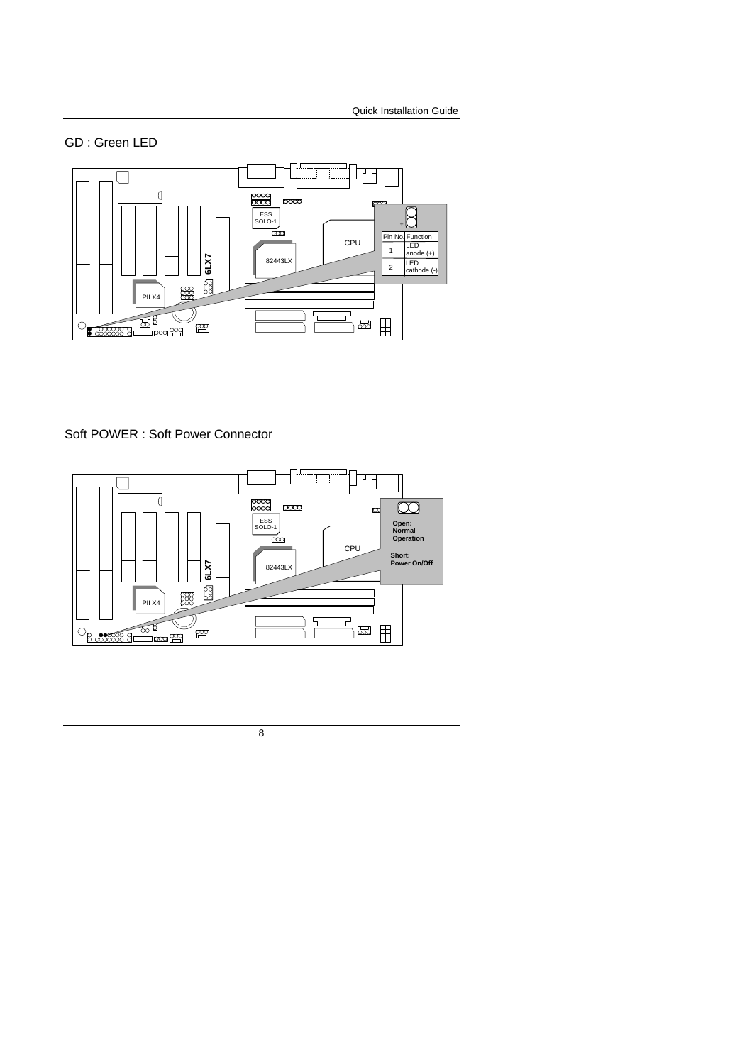GD : Green LED

| Pin No. | Function |
| --- | --- |
| 1 | LED anode (+) |
| 2 | LED cathode (-) |

Soft POWER : Soft Power Connector

Open: Normal Operation

Short: Power On/Off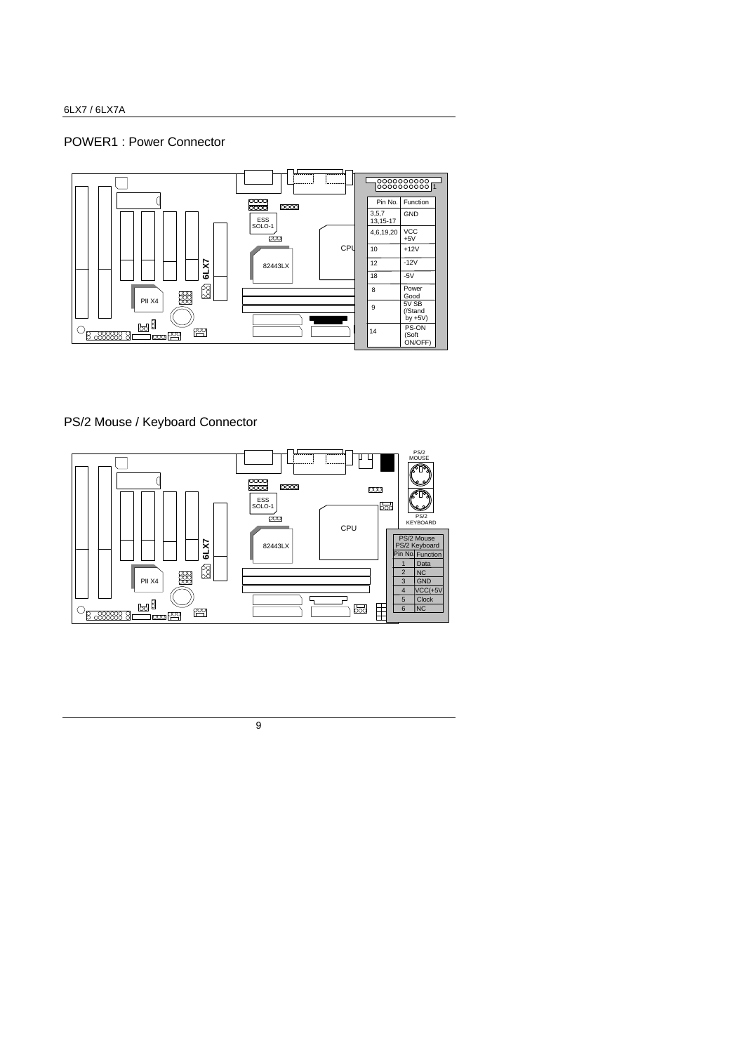## POWER1 : Power Connector

| Pin No. | Function |
|---|---|
| 3,5,7 13,15-17 | GND |
| 4,6,19,20 | VCC +5V |
| 10 | +12V |
| 12 | -12V |
| 18 | -5V |
| 8 | Power Good |
| 9 | 5V SB (/Stand by +5V) |
| 14 | PS-ON (Soft ON/OFF) |

## PS/2 Mouse / Keyboard Connector

PS/2 MOUSE

PS/2 KEYBOARD

| PS/2 Mouse PS/2 Keyboard | |
|---|---|
| Pin No. | Function |
| 1 | Data |
| 2 | NC |
| 3 | GND |
| 4 | VCC(+5V |
| 5 | Clock |
| 6 | NC |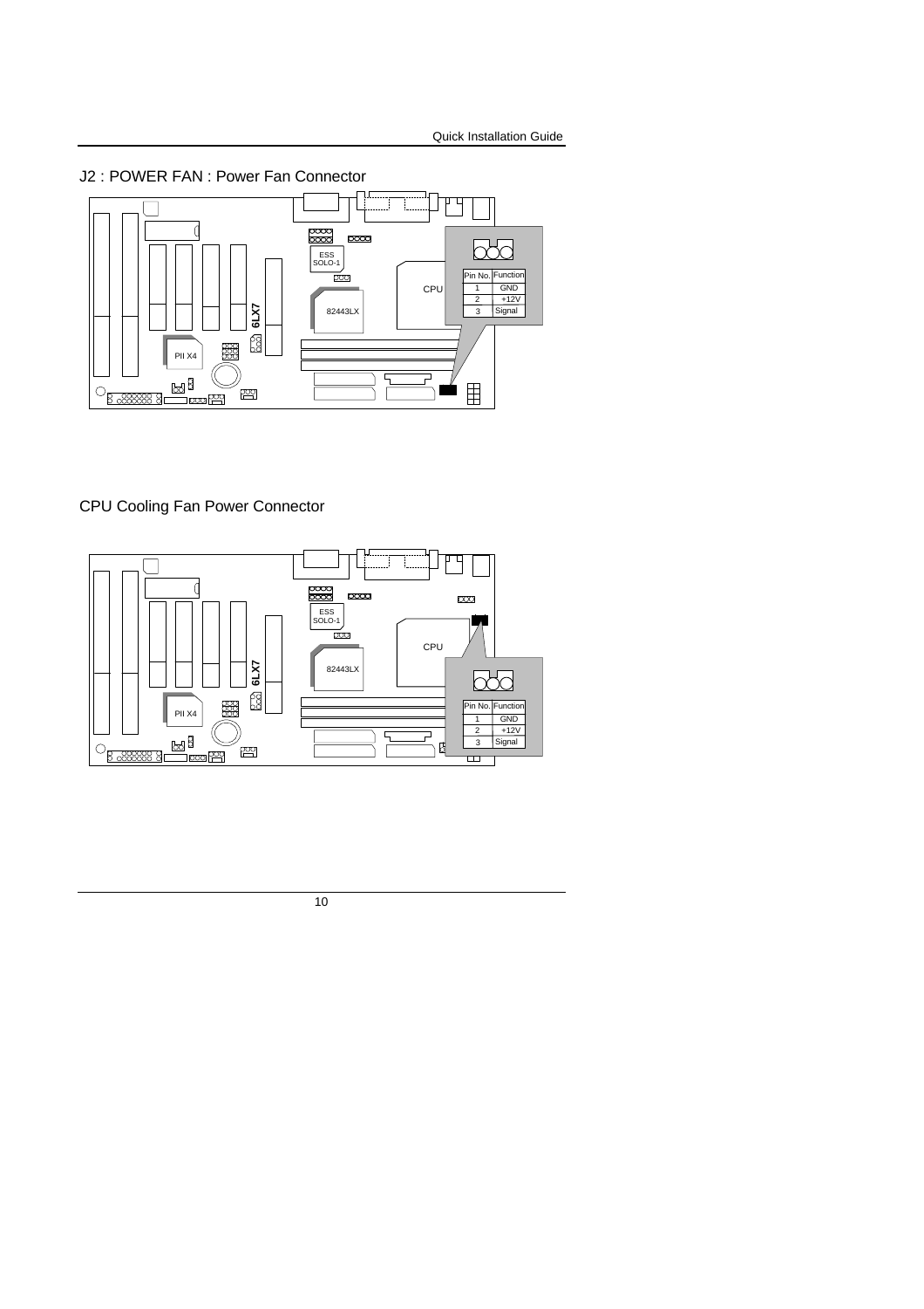J2 : POWER FAN : Power Fan Connector

| Pin No. | Function |
| --- | --- |
| 1 | GND |
| 2 | +12V |
| 3 | Signal |

CPU Cooling Fan Power Connector

| Pin No. | Function |
| --- | --- |
| 1 | GND |
| 2 | +12V |
| 3 | Signal |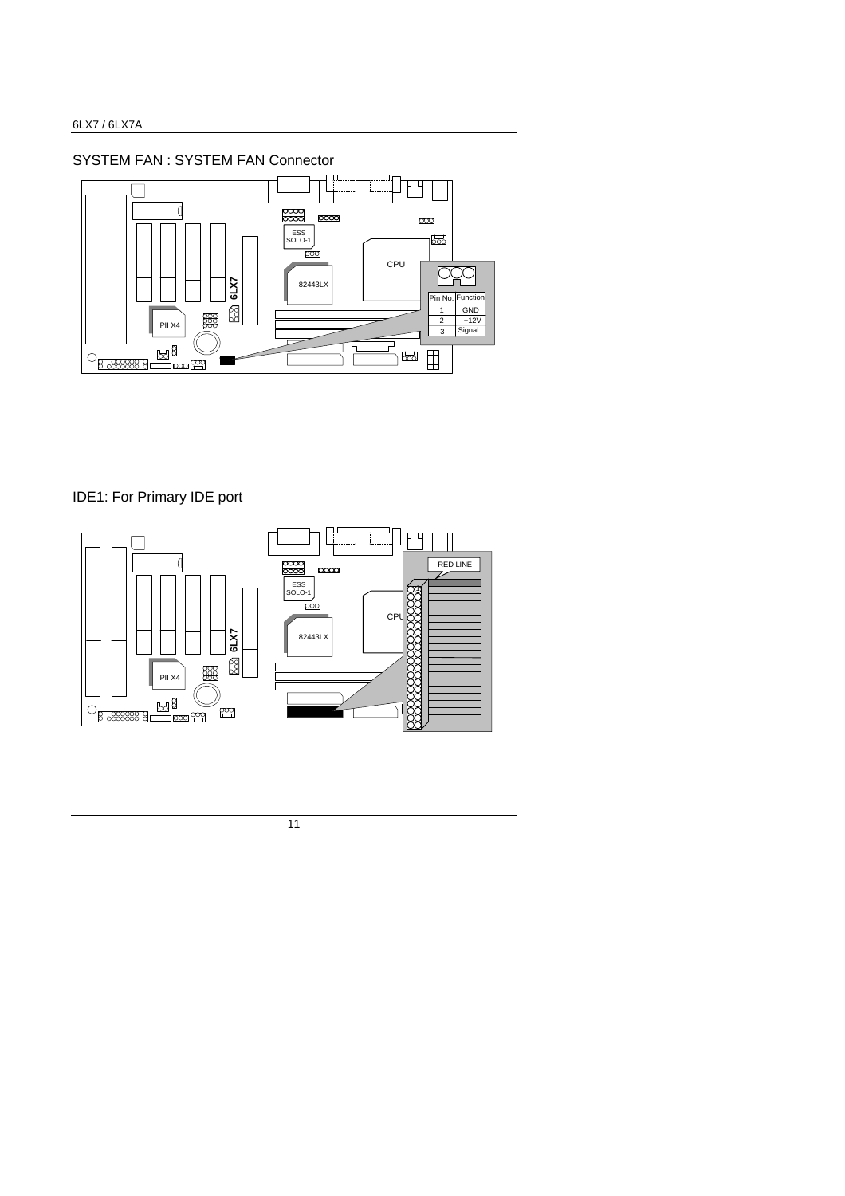SYSTEM FAN : SYSTEM FAN Connector

| Pin No. | Function |
|---|---|
| 1 | GND |
| 2 | +12V |
| 3 | Signal |

IDE1: For Primary IDE port

RED LINE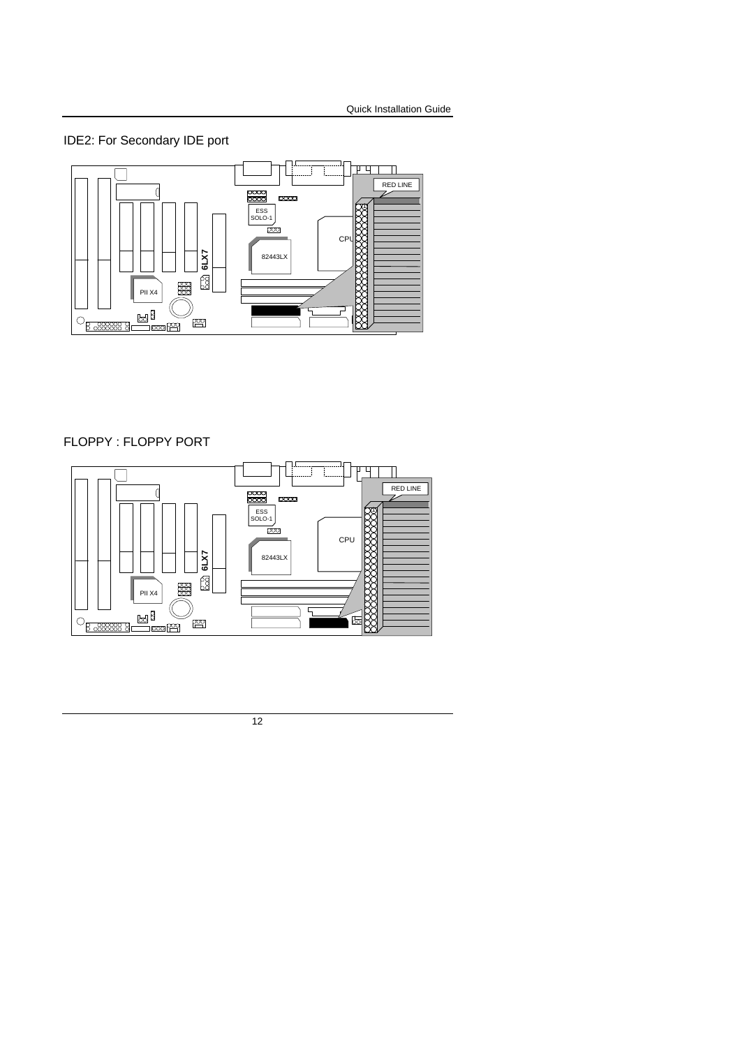IDE2: For Secondary IDE port

FLOPPY : FLOPPY PORT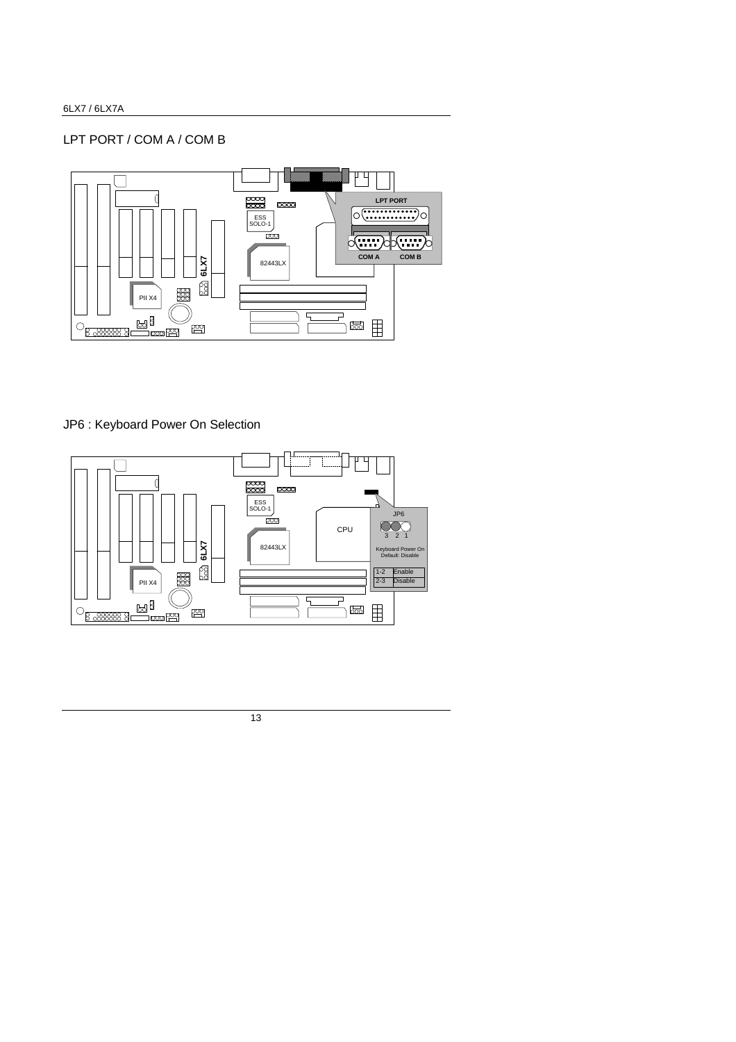## LPT PORT / COM A / COM B

LPT PORT

COM A COM B

## JP6 : Keyboard Power On Selection

JP6

3 2 1

Keyboard Power On
Default: Disable

| 1-2 | Enable |
|---|---|
| 2-3 | Disable |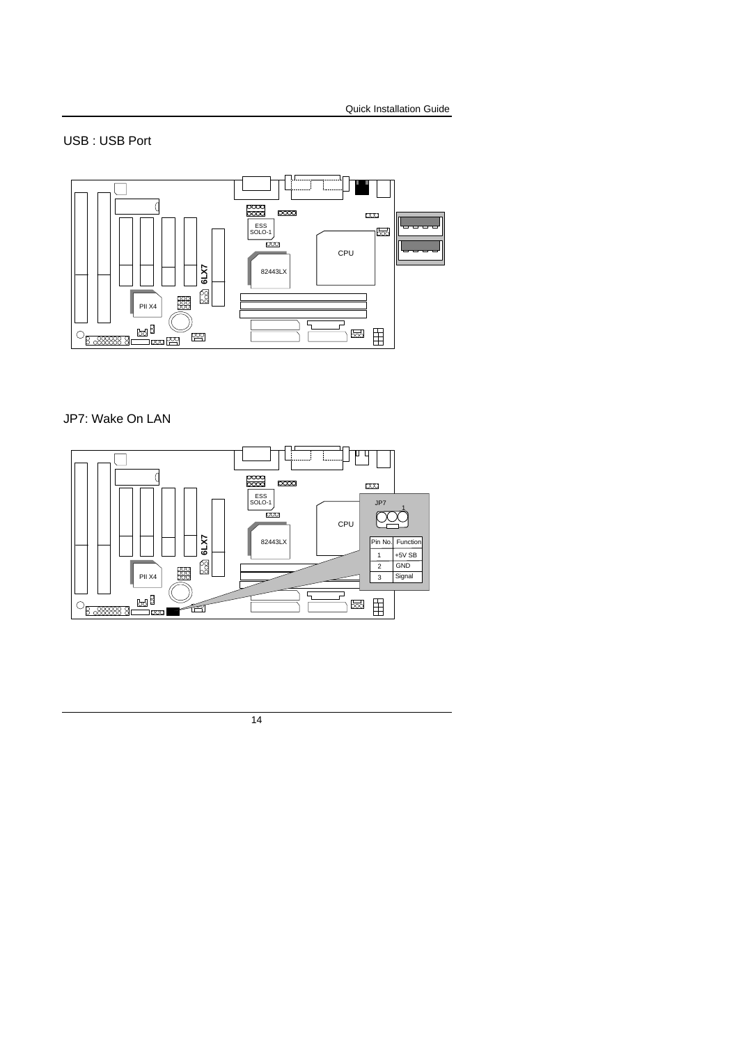USB : USB Port

JP7: Wake On LAN

JP7

| Pin No. | Function |
| --- | --- |
| 1 | +5V SB |
| 2 | GND |
| 3 | Signal |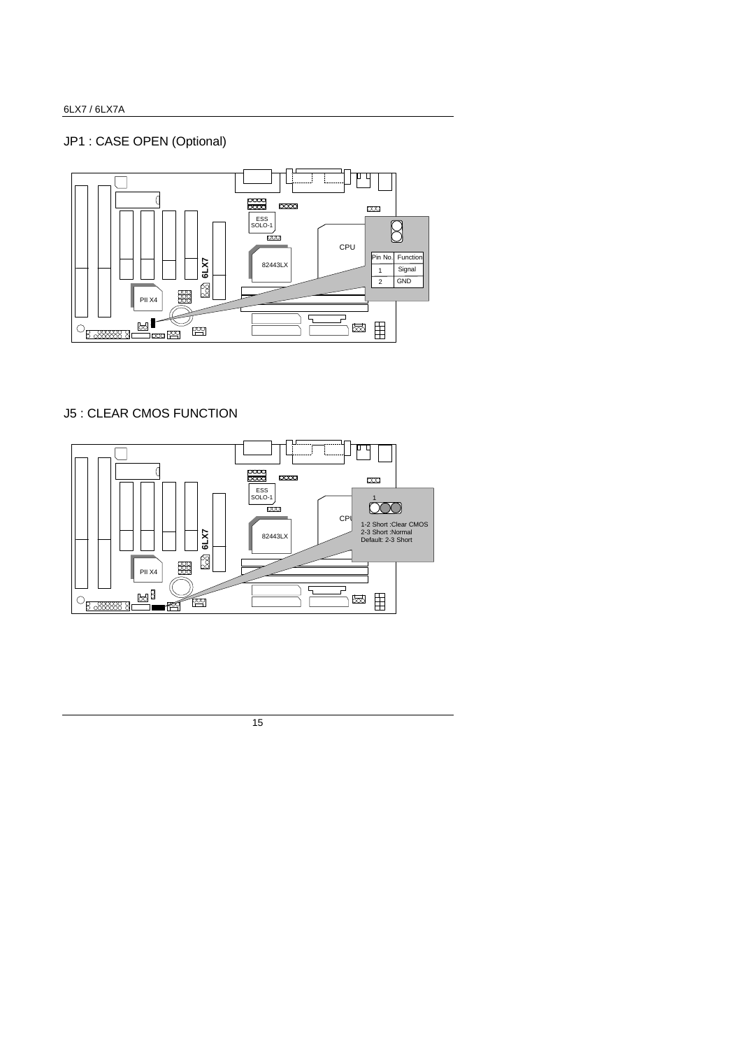## JP1 : CASE OPEN (Optional)

| Pin No. | Function |
|---|---|
| 1 | Signal |
| 2 | GND |

## J5 : CLEAR CMOS FUNCTION

1-2 Short :Clear CMOS
2-3 Short :Normal
Default: 2-3 Short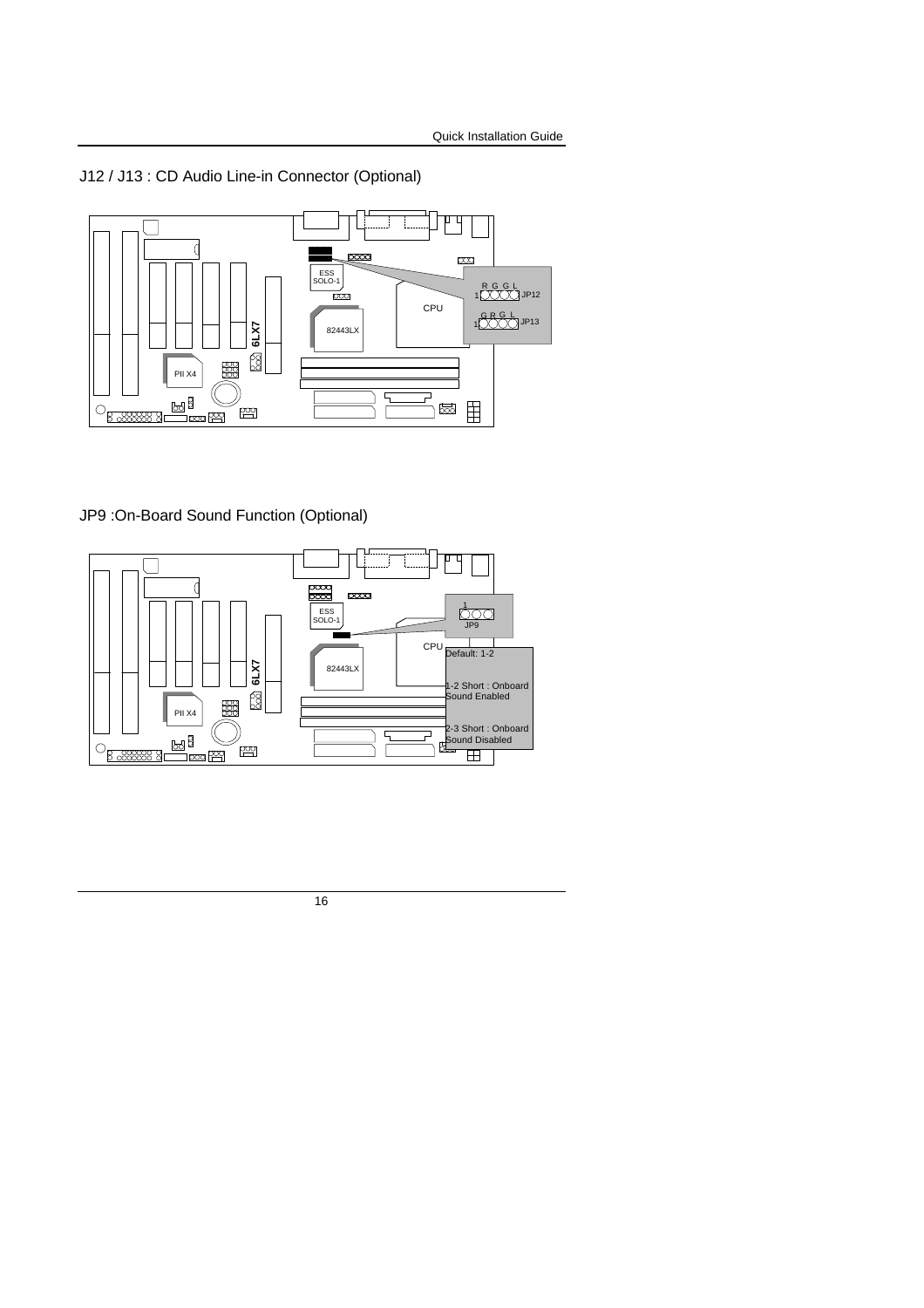## J12 / J13 : CD Audio Line-in Connector (Optional)

R G G L
1 JP12

G R G L
1 JP13

## JP9 :On-Board Sound Function (Optional)

1
JP9

Default: 1-2

1-2 Short : Onboard Sound Enabled

2-3 Short : Onboard Sound Disabled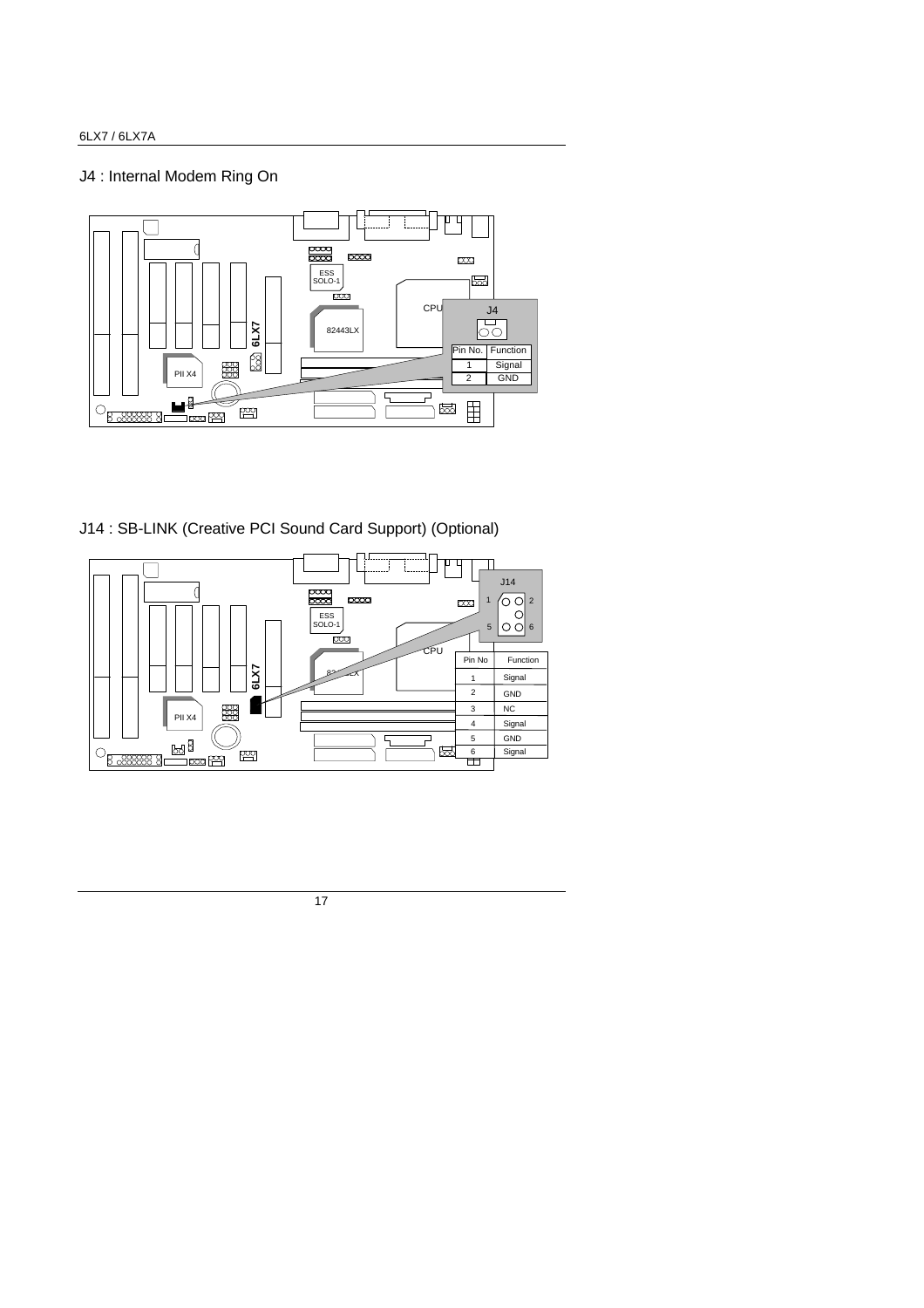## J4 : Internal Modem Ring On

| Pin No. | Function |
| --- | --- |
| 1 | Signal |
| 2 | GND |

## J14 : SB-LINK (Creative PCI Sound Card Support) (Optional)

| Pin No | Function |
| --- | --- |
| 1 | Signal |
| 2 | GND |
| 3 | NC |
| 4 | Signal |
| 5 | GND |
| 6 | Signal |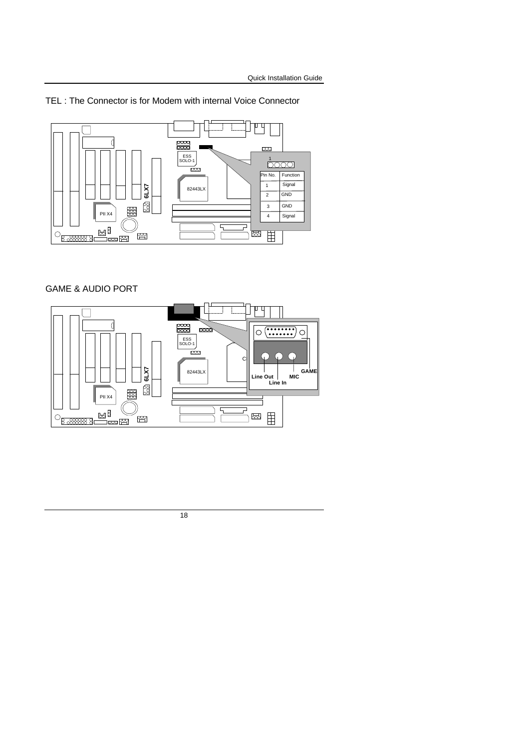TEL : The Connector is for Modem with internal Voice Connector

| Pin No. | Function |
| --- | --- |
| 1 | Signal |
| 2 | GND |
| 3 | GND |
| 4 | Signal |

GAME & AUDIO PORT

Line Out, Line In, MIC, GAME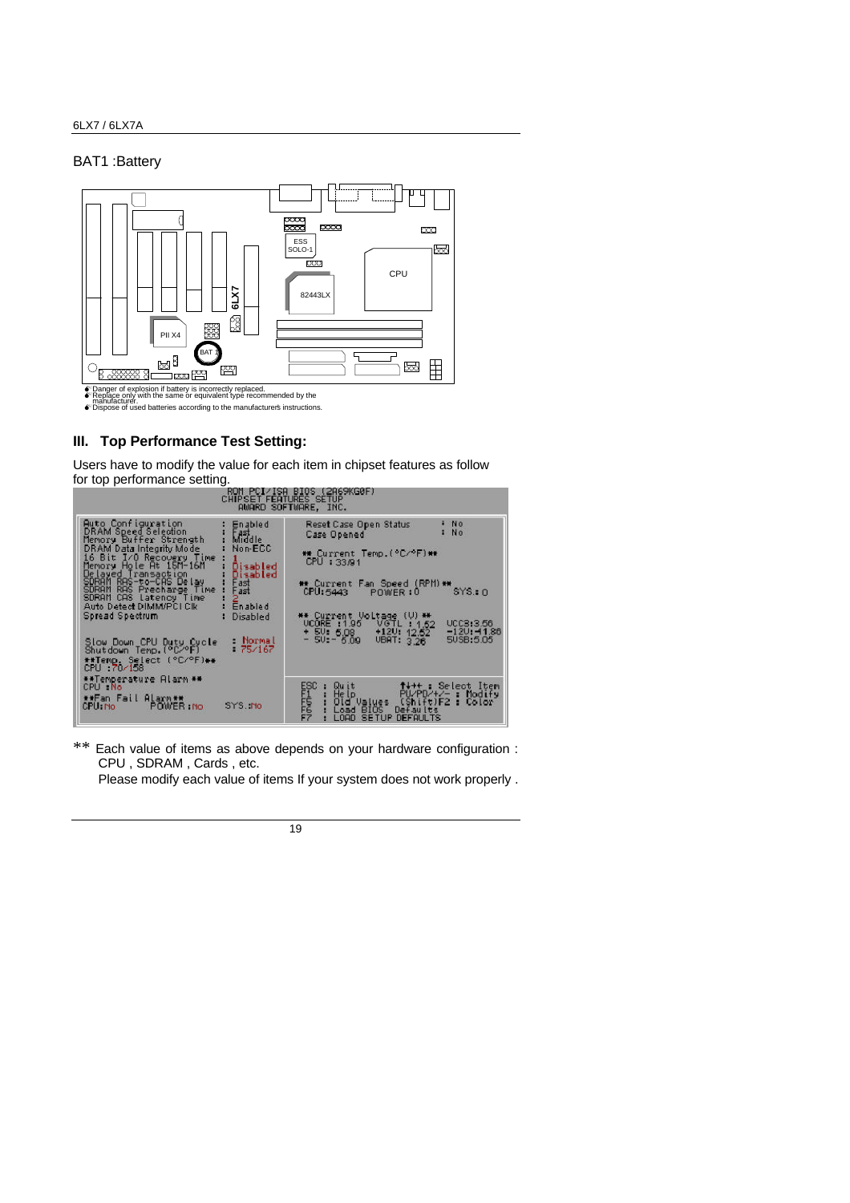## BAT1 :Battery

- Danger of explosion if battery is incorrectly replaced.
- Replace only with the same or equivalent type recommended by the manufacturer.
- Dispose of used batteries according to the manufacturer's instructions.

## III. Top Performance Test Setting:

Users have to modify the value for each item in chipset features as follow for top performance setting.

```
ROM PCI/ISA BIOS (2A69KG0F)
CHIPSET FEATURES SETUP
AWARD SOFTWARE, INC.

Auto Configuration          : Enabled      Reset Case Open Status    : No
DRAM Speed Selection        : Fast         Case Opened               : No
Memory Buffer Strength      : Middle
DRAM Data Integrity Mode    : Non-ECC      ** Current Temp.(°C/°F)**
16 Bit I/O Recovery Time    : 1            CPU : 33/91
Memory Hole At 15M-16M      : Disabled
Delayed Transaction         : Disabled
SDRAM RAS-to-CAS Delay      : Fast         ** Current Fan Speed (RPM) **
SDRAM RAS Precharge Time    : Fast         CPU:5443    POWER:0     SYS:0
SDRAM CAS Latency Time      : 2
Auto Detect DIMM/PCI Clk    : Enabled      ** Current Voltage (V) **
Spread Spectrum             : Disabled     VCORE :1.95   VGTL :1.52   VCC3:3.56
                                           + 5V: 5.08   +12V: 12.52  -12V:-11.86
Slow Down CPU Duty Cycle    : Normal       - 5V:- 5.09   VBAT: 3.26   5VSB:5.05
Shutdown Temp.(°C/°F)       : 75/167
**Temp. Select (°C/°F)**
CPU :70/158
**Temperature Alarm **                     ESC : Quit        ↑↓→← : Select Item
CPU :No                                    F1  : Help        PU/PD/+/- : Modify
**Fan Fail Alarm**                         F5  : Old Values  (Shift)F2 : Color
CPU:No      POWER:No     SYS.:No           F6  : Load BIOS  Defaults
                                           F7  : LOAD SETUP DEFAULTS
```

** Each value of items as above depends on your hardware configuration : CPU , SDRAM , Cards , etc.
Please modify each value of items If your system does not work properly .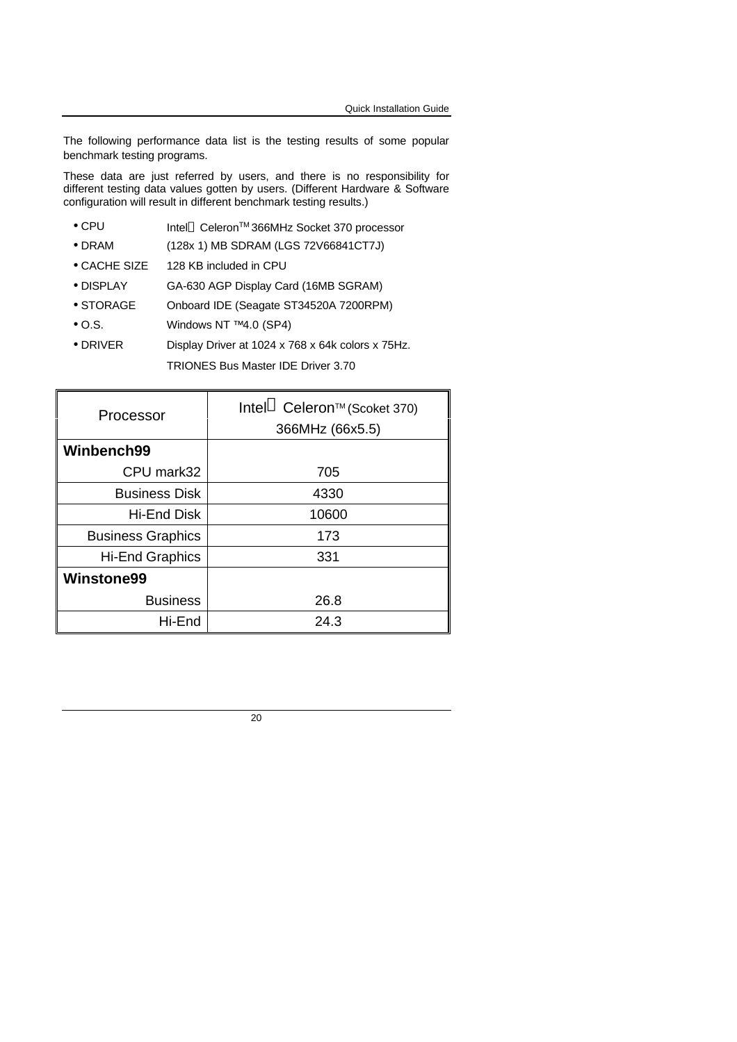The following performance data list is the testing results of some popular benchmark testing programs.

These data are just referred by users, and there is no responsibility for different testing data values gotten by users. (Different Hardware & Software configuration will result in different benchmark testing results.)

- CPU  Intel Celeron™ 366MHz Socket 370 processor
- DRAM  (128x 1) MB SDRAM (LGS 72V66841CT7J)
- CACHE SIZE  128 KB included in CPU
- DISPLAY  GA-630 AGP Display Card (16MB SGRAM)
- STORAGE  Onboard IDE (Seagate ST34520A 7200RPM)
- O.S.  Windows NT ™4.0 (SP4)
- DRIVER  Display Driver at 1024 x 768 x 64k colors x 75Hz.
  TRIONES Bus Master IDE Driver 3.70

| Processor | Intel Celeron™ (Scoket 370) 366MHz (66x5.5) |
|---|---|
| **Winbench99** | |
| CPU mark32 | 705 |
| Business Disk | 4330 |
| Hi-End Disk | 10600 |
| Business Graphics | 173 |
| Hi-End Graphics | 331 |
| **Winstone99** | |
| Business | 26.8 |
| Hi-End | 24.3 |